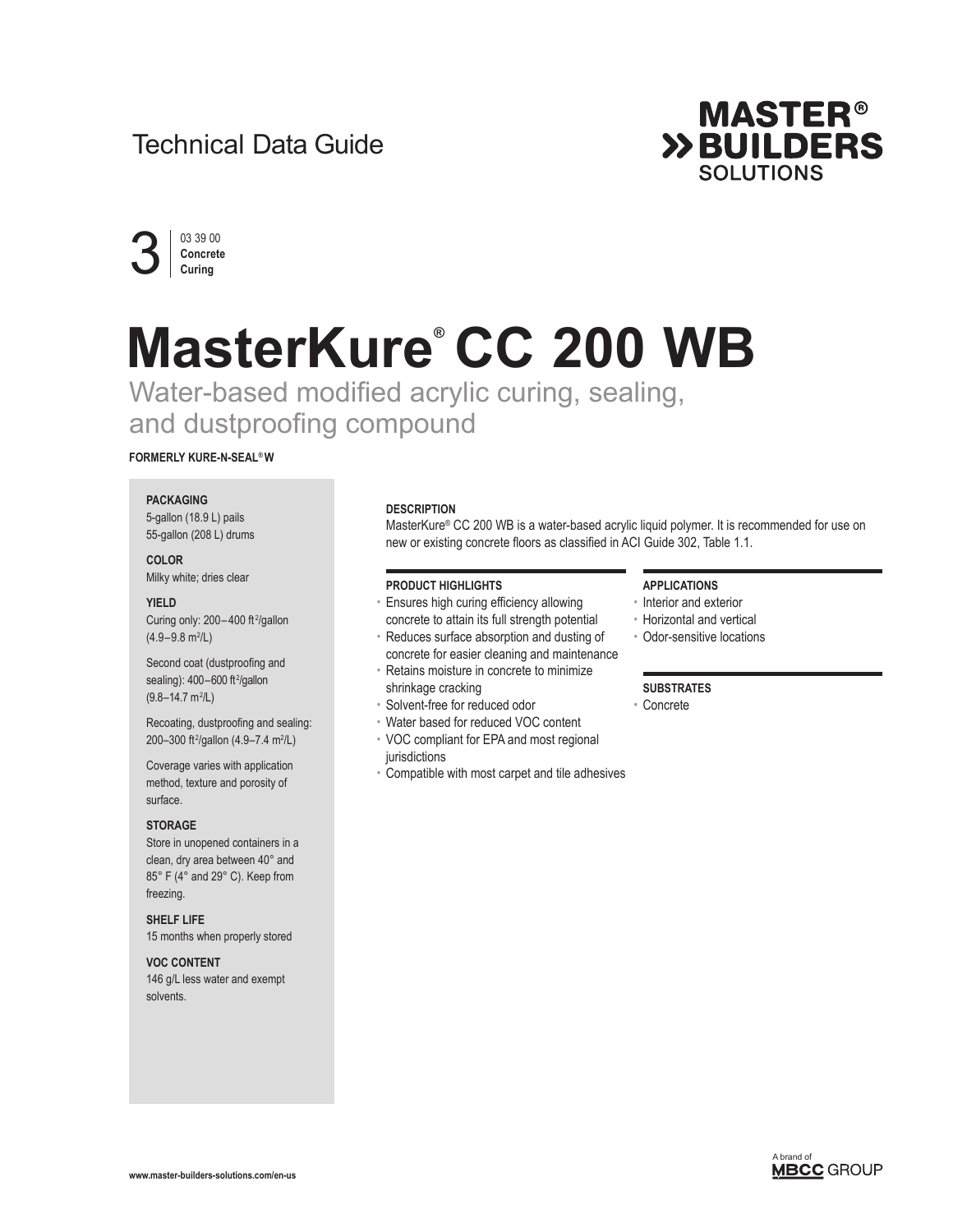Technical Data Guide

3 | 03 39 00 **Concrete Curing**

# MasterKure® CC 200 WB

## Water-based modified acrylic curing, sealing, and dustproofing compound

**FORMERLY KURE-N-SEAL® W**

**PACKAGING**
5-gallon (18.9 L) pails
55-gallon (208 L) drums

**COLOR**
Milky white; dries clear

**YIELD**
Curing only: 200–400 $ft^2$/gallon (4.9–9.8 $m^2$/L)

Second coat (dustproofing and sealing): 400–600 $ft^2$/gallon (9.8–14.7 $m^2$/L)

Recoating, dustproofing and sealing: 200–300 $ft^2$/gallon (4.9–7.4 $m^2$/L)

Coverage varies with application method, texture and porosity of surface.

**STORAGE**
Store in unopened containers in a clean, dry area between 40° and 85° F (4° and 29° C). Keep from freezing.

**SHELF LIFE**
15 months when properly stored

**VOC CONTENT**
146 g/L less water and exempt solvents.

**DESCRIPTION**

MasterKure® CC 200 WB is a water-based acrylic liquid polymer. It is recommended for use on new or existing concrete floors as classified in ACI Guide 302, Table 1.1.

**PRODUCT HIGHLIGHTS**

- Ensures high curing efficiency allowing concrete to attain its full strength potential
- Reduces surface absorption and dusting of concrete for easier cleaning and maintenance
- Retains moisture in concrete to minimize shrinkage cracking
- Solvent-free for reduced odor
- Water based for reduced VOC content
- VOC compliant for EPA and most regional jurisdictions
- Compatible with most carpet and tile adhesives

**APPLICATIONS**

- Interior and exterior
- Horizontal and vertical
- Odor-sensitive locations

**SUBSTRATES**

- Concrete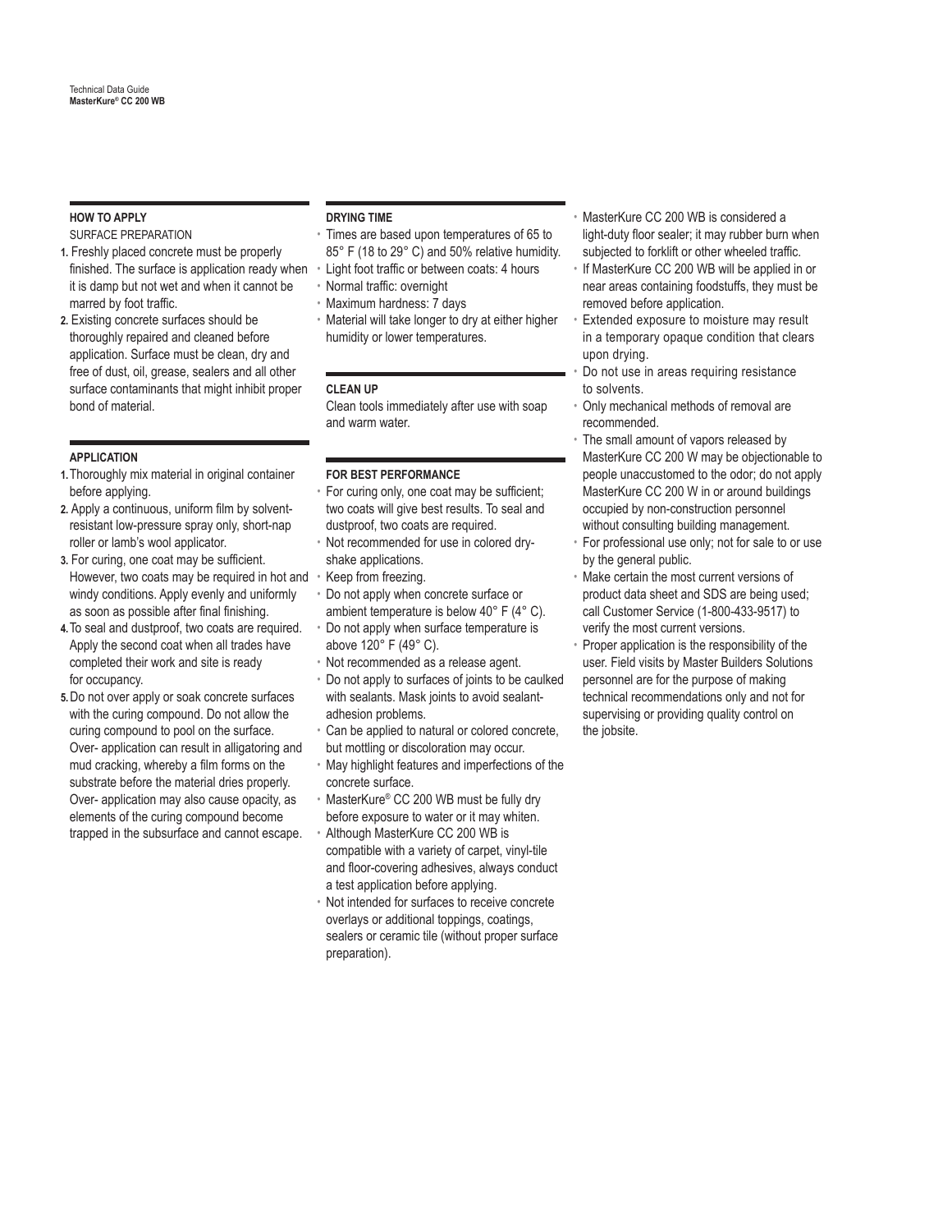## HOW TO APPLY

SURFACE PREPARATION

1. Freshly placed concrete must be properly finished. The surface is application ready when it is damp but not wet and when it cannot be marred by foot traffic.
2. Existing concrete surfaces should be thoroughly repaired and cleaned before application. Surface must be clean, dry and free of dust, oil, grease, sealers and all other surface contaminants that might inhibit proper bond of material.

## APPLICATION

1. Thoroughly mix material in original container before applying.
2. Apply a continuous, uniform film by solvent-resistant low-pressure spray only, short-nap roller or lamb's wool applicator.
3. For curing, one coat may be sufficient. However, two coats may be required in hot and windy conditions. Apply evenly and uniformly as soon as possible after final finishing.
4. To seal and dustproof, two coats are required. Apply the second coat when all trades have completed their work and site is ready for occupancy.
5. Do not over apply or soak concrete surfaces with the curing compound. Do not allow the curing compound to pool on the surface. Over- application can result in alligatoring and mud cracking, whereby a film forms on the substrate before the material dries properly. Over- application may also cause opacity, as elements of the curing compound become trapped in the subsurface and cannot escape.

## DRYING TIME

- Times are based upon temperatures of 65 to 85° F (18 to 29° C) and 50% relative humidity.
- Light foot traffic or between coats: 4 hours
- Normal traffic: overnight
- Maximum hardness: 7 days
- Material will take longer to dry at either higher humidity or lower temperatures.

## CLEAN UP

Clean tools immediately after use with soap and warm water.

## FOR BEST PERFORMANCE

- For curing only, one coat may be sufficient; two coats will give best results. To seal and dustproof, two coats are required.
- Not recommended for use in colored dry-shake applications.
- Keep from freezing.
- Do not apply when concrete surface or ambient temperature is below 40° F (4° C).
- Do not apply when surface temperature is above 120° F (49° C).
- Not recommended as a release agent.
- Do not apply to surfaces of joints to be caulked with sealants. Mask joints to avoid sealant-adhesion problems.
- Can be applied to natural or colored concrete, but mottling or discoloration may occur.
- May highlight features and imperfections of the concrete surface.
- MasterKure® CC 200 WB must be fully dry before exposure to water or it may whiten.
- Although MasterKure CC 200 WB is compatible with a variety of carpet, vinyl-tile and floor-covering adhesives, always conduct a test application before applying.
- Not intended for surfaces to receive concrete overlays or additional toppings, coatings, sealers or ceramic tile (without proper surface preparation).
- MasterKure CC 200 WB is considered a light-duty floor sealer; it may rubber burn when subjected to forklift or other wheeled traffic.
- If MasterKure CC 200 WB will be applied in or near areas containing foodstuffs, they must be removed before application.
- Extended exposure to moisture may result in a temporary opaque condition that clears upon drying.
- Do not use in areas requiring resistance to solvents.
- Only mechanical methods of removal are recommended.
- The small amount of vapors released by MasterKure CC 200 W may be objectionable to people unaccustomed to the odor; do not apply MasterKure CC 200 W in or around buildings occupied by non-construction personnel without consulting building management.
- For professional use only; not for sale to or use by the general public.
- Make certain the most current versions of product data sheet and SDS are being used; call Customer Service (1-800-433-9517) to verify the most current versions.
- Proper application is the responsibility of the user. Field visits by Master Builders Solutions personnel are for the purpose of making technical recommendations only and not for supervising or providing quality control on the jobsite.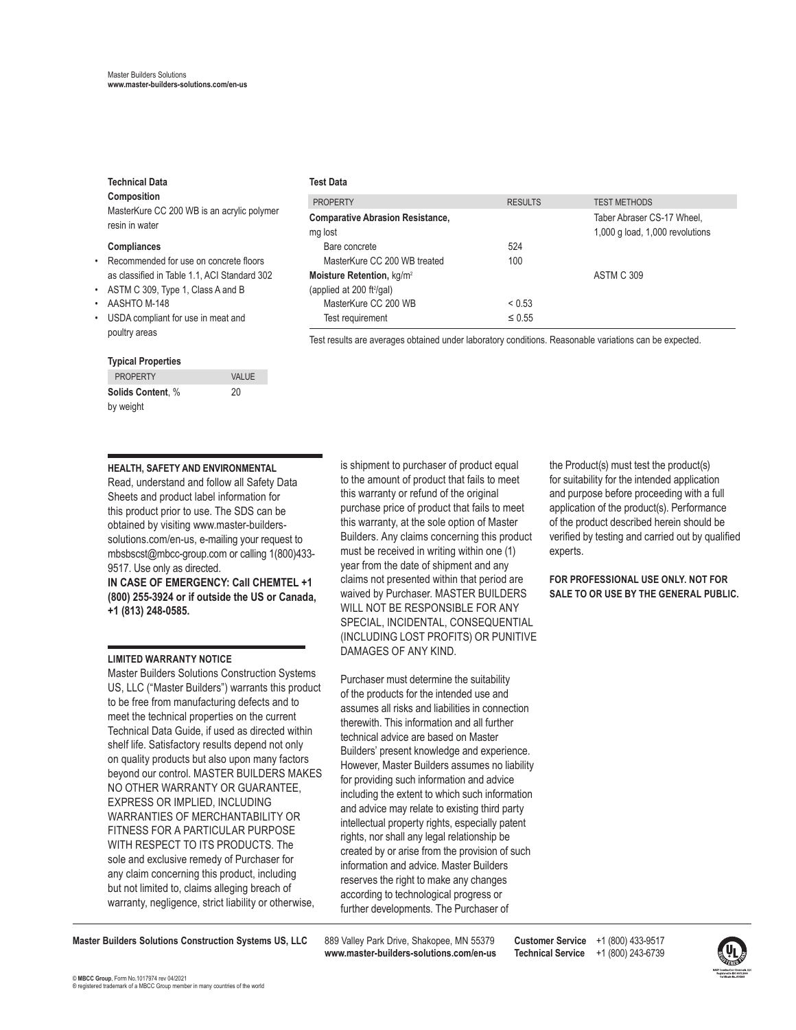## Technical Data

**Composition**

MasterKure CC 200 WB is an acrylic polymer resin in water

**Compliances**

- Recommended for use on concrete floors as classified in Table 1.1, ACI Standard 302
- ASTM C 309, Type 1, Class A and B
- AASHTO M-148
- USDA compliant for use in meat and poultry areas

**Typical Properties**

| PROPERTY | VALUE |
|---|---|
| **Solids Content**, % by weight | 20 |

## Test Data

| PROPERTY | RESULTS | TEST METHODS |
|---|---|---|
| **Comparative Abrasion Resistance,** mg lost | | Taber Abraser CS-17 Wheel, 1,000 g load, 1,000 revolutions |
| Bare concrete | 524 | |
| MasterKure CC 200 WB treated | 100 | |
| **Moisture Retention,** $kg/m^2$ (applied at 200 $ft^2/gal$) | | ASTM C 309 |
| MasterKure CC 200 WB | < 0.53 | |
| Test requirement | ≤ 0.55 | |

Test results are averages obtained under laboratory conditions. Reasonable variations can be expected.

### HEALTH, SAFETY AND ENVIRONMENTAL

Read, understand and follow all Safety Data Sheets and product label information for this product prior to use. The SDS can be obtained by visiting www.master-builders-solutions.com/en-us, e-mailing your request to mbsbscst@mbcc-group.com or calling 1(800)433-9517. Use only as directed.

**IN CASE OF EMERGENCY: Call CHEMTEL +1 (800) 255-3924 or if outside the US or Canada, +1 (813) 248-0585.**

### LIMITED WARRANTY NOTICE

Master Builders Solutions Construction Systems US, LLC ("Master Builders") warrants this product to be free from manufacturing defects and to meet the technical properties on the current Technical Data Guide, if used as directed within shelf life. Satisfactory results depend not only on quality products but also upon many factors beyond our control. MASTER BUILDERS MAKES NO OTHER WARRANTY OR GUARANTEE, EXPRESS OR IMPLIED, INCLUDING WARRANTIES OF MERCHANTABILITY OR FITNESS FOR A PARTICULAR PURPOSE WITH RESPECT TO ITS PRODUCTS. The sole and exclusive remedy of Purchaser for any claim concerning this product, including but not limited to, claims alleging breach of warranty, negligence, strict liability or otherwise, is shipment to purchaser of product equal to the amount of product that fails to meet this warranty or refund of the original purchase price of product that fails to meet this warranty, at the sole option of Master Builders. Any claims concerning this product must be received in writing within one (1) year from the date of shipment and any claims not presented within that period are waived by Purchaser. MASTER BUILDERS WILL NOT BE RESPONSIBLE FOR ANY SPECIAL, INCIDENTAL, CONSEQUENTIAL (INCLUDING LOST PROFITS) OR PUNITIVE DAMAGES OF ANY KIND.

Purchaser must determine the suitability of the products for the intended use and assumes all risks and liabilities in connection therewith. This information and all further technical advice are based on Master Builders' present knowledge and experience. However, Master Builders assumes no liability for providing such information and advice including the extent to which such information and advice may relate to existing third party intellectual property rights, especially patent rights, nor shall any legal relationship be created by or arise from the provision of such information and advice. Master Builders reserves the right to make any changes according to technological progress or further developments. The Purchaser of the Product(s) must test the product(s) for suitability for the intended application and purpose before proceeding with a full application of the product(s). Performance of the product described herein should be verified by testing and carried out by qualified experts.

**FOR PROFESSIONAL USE ONLY. NOT FOR SALE TO OR USE BY THE GENERAL PUBLIC.**

**Master Builders Solutions Construction Systems US, LLC** 889 Valley Park Drive, Shakopee, MN 55379 **www.master-builders-solutions.com/en-us**

**Customer Service** +1 (800) 433-9517
**Technical Service** +1 (800) 243-6739

© **MBCC Group**, Form No.1017974 rev 04/2021
® registered trademark of a MBCC Group member in many countries of the world